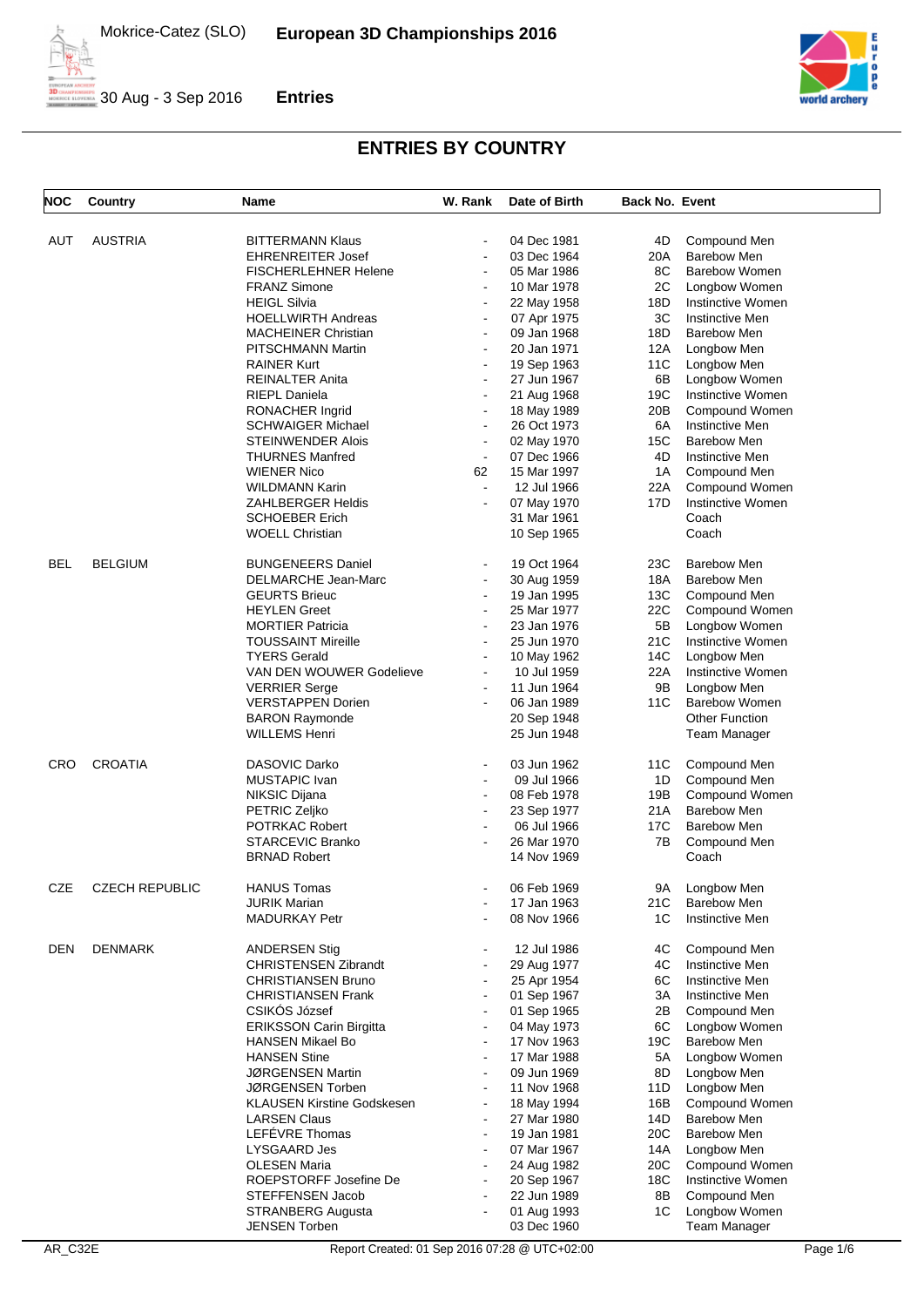## ENTRIES BY COUNTRY

| NOC | Country | Name | W. Rank | Date of Birth | Back No. | Event |
|---|---|---|---|---|---|---|
| AUT | AUSTRIA | BITTERMANN Klaus | - | 04 Dec 1981 | 4D | Compound Men |
| | | EHRENREITER Josef | - | 03 Dec 1964 | 20A | Barebow Men |
| | | FISCHERLEHNER Helene | - | 05 Mar 1986 | 8C | Barebow Women |
| | | FRANZ Simone | - | 10 Mar 1978 | 2C | Longbow Women |
| | | HEIGL Silvia | - | 22 May 1958 | 18D | Instinctive Women |
| | | HOELLWIRTH Andreas | - | 07 Apr 1975 | 3C | Instinctive Men |
| | | MACHEINER Christian | - | 09 Jan 1968 | 18D | Barebow Men |
| | | PITSCHMANN Martin | - | 20 Jan 1971 | 12A | Longbow Men |
| | | RAINER Kurt | - | 19 Sep 1963 | 11C | Longbow Men |
| | | REINALTER Anita | - | 27 Jun 1967 | 6B | Longbow Women |
| | | RIEPL Daniela | - | 21 Aug 1968 | 19C | Instinctive Women |
| | | RONACHER Ingrid | - | 18 May 1989 | 20B | Compound Women |
| | | SCHWAIGER Michael | - | 26 Oct 1973 | 6A | Instinctive Men |
| | | STEINWENDER Alois | - | 02 May 1970 | 15C | Barebow Men |
| | | THURNES Manfred | - | 07 Dec 1966 | 4D | Instinctive Men |
| | | WIENER Nico | 62 | 15 Mar 1997 | 1A | Compound Men |
| | | WILDMANN Karin | - | 12 Jul 1966 | 22A | Compound Women |
| | | ZAHLBERGER Heldis | - | 07 May 1970 | 17D | Instinctive Women |
| | | SCHOEBER Erich | | 31 Mar 1961 | | Coach |
| | | WOELL Christian | | 10 Sep 1965 | | Coach |
| BEL | BELGIUM | BUNGENEERS Daniel | - | 19 Oct 1964 | 23C | Barebow Men |
| | | DELMARCHE Jean-Marc | - | 30 Aug 1959 | 18A | Barebow Men |
| | | GEURTS Brieuc | - | 19 Jan 1995 | 13C | Compound Men |
| | | HEYLEN Greet | - | 25 Mar 1977 | 22C | Compound Women |
| | | MORTIER Patricia | - | 23 Jan 1976 | 5B | Longbow Women |
| | | TOUSSAINT Mireille | - | 25 Jun 1970 | 21C | Instinctive Women |
| | | TYERS Gerald | - | 10 May 1962 | 14C | Longbow Men |
| | | VAN DEN WOUWER Godelieve | - | 10 Jul 1959 | 22A | Instinctive Women |
| | | VERRIER Serge | - | 11 Jun 1964 | 9B | Longbow Men |
| | | VERSTAPPEN Dorien | - | 06 Jan 1989 | 11C | Barebow Women |
| | | BARON Raymonde | | 20 Sep 1948 | | Other Function |
| | | WILLEMS Henri | | 25 Jun 1948 | | Team Manager |
| CRO | CROATIA | DASOVIC Darko | - | 03 Jun 1962 | 11C | Compound Men |
| | | MUSTAPIC Ivan | - | 09 Jul 1966 | 1D | Compound Men |
| | | NIKSIC Dijana | - | 08 Feb 1978 | 19B | Compound Women |
| | | PETRIC Zeljko | - | 23 Sep 1977 | 21A | Barebow Men |
| | | POTRKAC Robert | - | 06 Jul 1966 | 17C | Barebow Men |
| | | STARCEVIC Branko | - | 26 Mar 1970 | 7B | Compound Men |
| | | BRNAD Robert | | 14 Nov 1969 | | Coach |
| CZE | CZECH REPUBLIC | HANUS Tomas | - | 06 Feb 1969 | 9A | Longbow Men |
| | | JURIK Marian | - | 17 Jan 1963 | 21C | Barebow Men |
| | | MADURKAY Petr | - | 08 Nov 1966 | 1C | Instinctive Men |
| DEN | DENMARK | ANDERSEN Stig | - | 12 Jul 1986 | 4C | Compound Men |
| | | CHRISTENSEN Zibrandt | - | 29 Aug 1977 | 4C | Instinctive Men |
| | | CHRISTIANSEN Bruno | - | 25 Apr 1954 | 6C | Instinctive Men |
| | | CHRISTIANSEN Frank | - | 01 Sep 1967 | 3A | Instinctive Men |
| | | CSIKÓS József | - | 01 Sep 1965 | 2B | Compound Men |
| | | ERIKSSON Carin Birgitta | - | 04 May 1973 | 6C | Longbow Women |
| | | HANSEN Mikael Bo | - | 17 Nov 1963 | 19C | Barebow Men |
| | | HANSEN Stine | - | 17 Mar 1988 | 5A | Longbow Women |
| | | JØRGENSEN Martin | - | 09 Jun 1969 | 8D | Longbow Men |
| | | JØRGENSEN Torben | - | 11 Nov 1968 | 11D | Longbow Men |
| | | KLAUSEN Kirstine Godskesen | - | 18 May 1994 | 16B | Compound Women |
| | | LARSEN Claus | - | 27 Mar 1980 | 14D | Barebow Men |
| | | LEFÉVRE Thomas | - | 19 Jan 1981 | 20C | Barebow Men |
| | | LYSGAARD Jes | - | 07 Mar 1967 | 14A | Longbow Men |
| | | OLESEN Maria | - | 24 Aug 1982 | 20C | Compound Women |
| | | ROEPSTORFF Josefine De | - | 20 Sep 1967 | 18C | Instinctive Women |
| | | STEFFENSEN Jacob | - | 22 Jun 1989 | 8B | Compound Men |
| | | STRANBERG Augusta | - | 01 Aug 1993 | 1C | Longbow Women |
| | | JENSEN Torben | | 03 Dec 1960 | | Team Manager |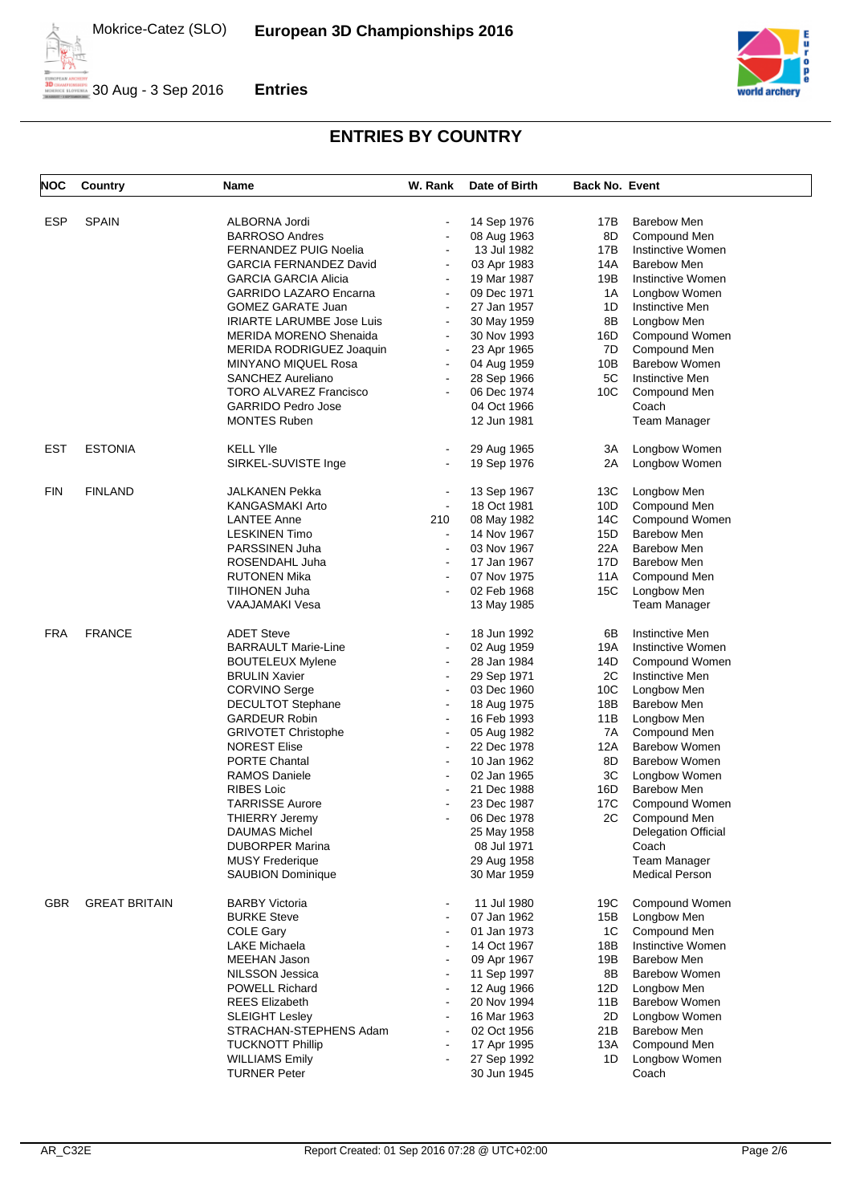## ENTRIES BY COUNTRY

| NOC | Country | Name | W. Rank | Date of Birth | Back No. | Event |
|---|---|---|---|---|---|---|
| ESP | SPAIN | ALBORNA Jordi | - | 14 Sep 1976 | 17B | Barebow Men |
| | | BARROSO Andres | - | 08 Aug 1963 | 8D | Compound Men |
| | | FERNANDEZ PUIG Noelia | - | 13 Jul 1982 | 17B | Instinctive Women |
| | | GARCIA FERNANDEZ David | - | 03 Apr 1983 | 14A | Barebow Men |
| | | GARCIA GARCIA Alicia | - | 19 Mar 1987 | 19B | Instinctive Women |
| | | GARRIDO LAZARO Encarna | - | 09 Dec 1971 | 1A | Longbow Women |
| | | GOMEZ GARATE Juan | - | 27 Jan 1957 | 1D | Instinctive Men |
| | | IRIARTE LARUMBE Jose Luis | - | 30 May 1959 | 8B | Longbow Men |
| | | MERIDA MORENO Shenaida | - | 30 Nov 1993 | 16D | Compound Women |
| | | MERIDA RODRIGUEZ Joaquin | - | 23 Apr 1965 | 7D | Compound Men |
| | | MINYANO MIQUEL Rosa | - | 04 Aug 1959 | 10B | Barebow Women |
| | | SANCHEZ Aureliano | - | 28 Sep 1966 | 5C | Instinctive Men |
| | | TORO ALVAREZ Francisco | - | 06 Dec 1974 | 10C | Compound Men |
| | | GARRIDO Pedro Jose | | 04 Oct 1966 | | Coach |
| | | MONTES Ruben | | 12 Jun 1981 | | Team Manager |
| EST | ESTONIA | KELL Ylle | - | 29 Aug 1965 | 3A | Longbow Women |
| | | SIRKEL-SUVISTE Inge | - | 19 Sep 1976 | 2A | Longbow Women |
| FIN | FINLAND | JALKANEN Pekka | - | 13 Sep 1967 | 13C | Longbow Men |
| | | KANGASMAKI Arto | - | 18 Oct 1981 | 10D | Compound Men |
| | | LANTEE Anne | 210 | 08 May 1982 | 14C | Compound Women |
| | | LESKINEN Timo | - | 14 Nov 1967 | 15D | Barebow Men |
| | | PARSSINEN Juha | - | 03 Nov 1967 | 22A | Barebow Men |
| | | ROSENDAHL Juha | - | 17 Jan 1967 | 17D | Barebow Men |
| | | RUTONEN Mika | - | 07 Nov 1975 | 11A | Compound Men |
| | | TIIHONEN Juha | - | 02 Feb 1968 | 15C | Longbow Men |
| | | VAAJAMAKI Vesa | | 13 May 1985 | | Team Manager |
| FRA | FRANCE | ADET Steve | - | 18 Jun 1992 | 6B | Instinctive Men |
| | | BARRAULT Marie-Line | - | 02 Aug 1959 | 19A | Instinctive Women |
| | | BOUTELEUX Mylene | - | 28 Jan 1984 | 14D | Compound Women |
| | | BRULIN Xavier | - | 29 Sep 1971 | 2C | Instinctive Men |
| | | CORVINO Serge | - | 03 Dec 1960 | 10C | Longbow Men |
| | | DECULTOT Stephane | - | 18 Aug 1975 | 18B | Barebow Men |
| | | GARDEUR Robin | - | 16 Feb 1993 | 11B | Longbow Men |
| | | GRIVOTET Christophe | - | 05 Aug 1982 | 7A | Compound Men |
| | | NOREST Elise | - | 22 Dec 1978 | 12A | Barebow Women |
| | | PORTE Chantal | - | 10 Jan 1962 | 8D | Barebow Women |
| | | RAMOS Daniele | - | 02 Jan 1965 | 3C | Longbow Women |
| | | RIBES Loic | - | 21 Dec 1988 | 16D | Barebow Men |
| | | TARRISSE Aurore | - | 23 Dec 1987 | 17C | Compound Women |
| | | THIERRY Jeremy | - | 06 Dec 1978 | 2C | Compound Men |
| | | DAUMAS Michel | | 25 May 1958 | | Delegation Official |
| | | DUBORPER Marina | | 08 Jul 1971 | | Coach |
| | | MUSY Frederique | | 29 Aug 1958 | | Team Manager |
| | | SAUBION Dominique | | 30 Mar 1959 | | Medical Person |
| GBR | GREAT BRITAIN | BARBY Victoria | - | 11 Jul 1980 | 19C | Compound Women |
| | | BURKE Steve | - | 07 Jan 1962 | 15B | Longbow Men |
| | | COLE Gary | - | 01 Jan 1973 | 1C | Compound Men |
| | | LAKE Michaela | - | 14 Oct 1967 | 18B | Instinctive Women |
| | | MEEHAN Jason | - | 09 Apr 1967 | 19B | Barebow Men |
| | | NILSSON Jessica | - | 11 Sep 1997 | 8B | Barebow Women |
| | | POWELL Richard | - | 12 Aug 1966 | 12D | Longbow Men |
| | | REES Elizabeth | - | 20 Nov 1994 | 11B | Barebow Women |
| | | SLEIGHT Lesley | - | 16 Mar 1963 | 2D | Longbow Women |
| | | STRACHAN-STEPHENS Adam | - | 02 Oct 1956 | 21B | Barebow Men |
| | | TUCKNOTT Phillip | - | 17 Apr 1995 | 13A | Compound Men |
| | | WILLIAMS Emily | - | 27 Sep 1992 | 1D | Longbow Women |
| | | TURNER Peter | | 30 Jun 1945 | | Coach |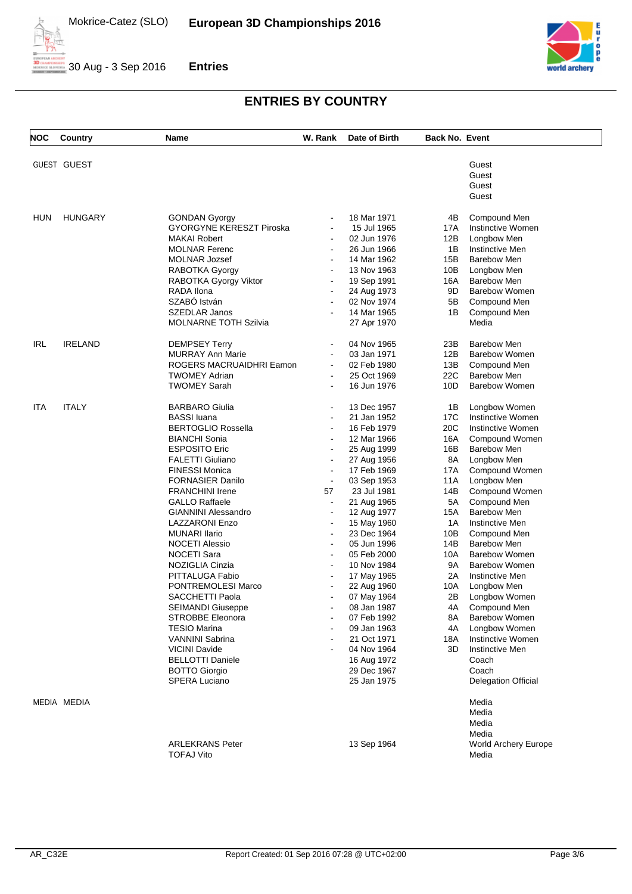## ENTRIES BY COUNTRY

| NOC | Country | Name | W. Rank | Date of Birth | Back No. | Event |
|---|---|---|---|---|---|---|
| GUEST | GUEST | | | | | Guest |
| | | | | | | Guest |
| | | | | | | Guest |
| | | | | | | Guest |
| HUN | HUNGARY | GONDAN Gyorgy | - | 18 Mar 1971 | 4B | Compound Men |
| | | GYORGYNE KERESZT Piroska | - | 15 Jul 1965 | 17A | Instinctive Women |
| | | MAKAI Robert | - | 02 Jun 1976 | 12B | Longbow Men |
| | | MOLNAR Ferenc | - | 26 Jun 1966 | 1B | Instinctive Men |
| | | MOLNAR Jozsef | - | 14 Mar 1962 | 15B | Barebow Men |
| | | RABOTKA Gyorgy | - | 13 Nov 1963 | 10B | Longbow Men |
| | | RABOTKA Gyorgy Viktor | - | 19 Sep 1991 | 16A | Barebow Men |
| | | RADA Ilona | - | 24 Aug 1973 | 9D | Barebow Women |
| | | SZABÓ István | - | 02 Nov 1974 | 5B | Compound Men |
| | | SZEDLAR Janos | - | 14 Mar 1965 | 1B | Compound Men |
| | | MOLNARNE TOTH Szilvia | | 27 Apr 1970 | | Media |
| IRL | IRELAND | DEMPSEY Terry | - | 04 Nov 1965 | 23B | Barebow Men |
| | | MURRAY Ann Marie | - | 03 Jan 1971 | 12B | Barebow Women |
| | | ROGERS MACRUAIDHRI Eamon | - | 02 Feb 1980 | 13B | Compound Men |
| | | TWOMEY Adrian | - | 25 Oct 1969 | 22C | Barebow Men |
| | | TWOMEY Sarah | - | 16 Jun 1976 | 10D | Barebow Women |
| ITA | ITALY | BARBARO Giulia | - | 13 Dec 1957 | 1B | Longbow Women |
| | | BASSI Iuana | - | 21 Jan 1952 | 17C | Instinctive Women |
| | | BERTOGLIO Rossella | - | 16 Feb 1979 | 20C | Instinctive Women |
| | | BIANCHI Sonia | - | 12 Mar 1966 | 16A | Compound Women |
| | | ESPOSITO Eric | - | 25 Aug 1999 | 16B | Barebow Men |
| | | FALETTI Giuliano | - | 27 Aug 1956 | 8A | Longbow Men |
| | | FINESSI Monica | - | 17 Feb 1969 | 17A | Compound Women |
| | | FORNASIER Danilo | - | 03 Sep 1953 | 11A | Longbow Men |
| | | FRANCHINI Irene | 57 | 23 Jul 1981 | 14B | Compound Women |
| | | GALLO Raffaele | - | 21 Aug 1965 | 5A | Compound Men |
| | | GIANNINI Alessandro | - | 12 Aug 1977 | 15A | Barebow Men |
| | | LAZZARONI Enzo | - | 15 May 1960 | 1A | Instinctive Men |
| | | MUNARI Ilario | - | 23 Dec 1964 | 10B | Compound Men |
| | | NOCETI Alessio | - | 05 Jun 1996 | 14B | Barebow Men |
| | | NOCETI Sara | - | 05 Feb 2000 | 10A | Barebow Women |
| | | NOZIGLIA Cinzia | - | 10 Nov 1984 | 9A | Barebow Women |
| | | PITTALUGA Fabio | - | 17 May 1965 | 2A | Instinctive Men |
| | | PONTREMOLESI Marco | - | 22 Aug 1960 | 10A | Longbow Men |
| | | SACCHETTI Paola | - | 07 May 1964 | 2B | Longbow Women |
| | | SEIMANDI Giuseppe | - | 08 Jan 1987 | 4A | Compound Men |
| | | STROBBE Eleonora | - | 07 Feb 1992 | 8A | Barebow Women |
| | | TESIO Marina | - | 09 Jan 1963 | 4A | Longbow Women |
| | | VANNINI Sabrina | - | 21 Oct 1971 | 18A | Instinctive Women |
| | | VICINI Davide | - | 04 Nov 1964 | 3D | Instinctive Men |
| | | BELLOTTI Daniele | | 16 Aug 1972 | | Coach |
| | | BOTTO Giorgio | | 29 Dec 1967 | | Coach |
| | | SPERA Luciano | | 25 Jan 1975 | | Delegation Official |
| MEDIA | MEDIA | | | | | Media |
| | | | | | | Media |
| | | | | | | Media |
| | | | | | | Media |
| | | ARLEKRANS Peter | | 13 Sep 1964 | | World Archery Europe |
| | | TOFAJ Vito | | | | Media |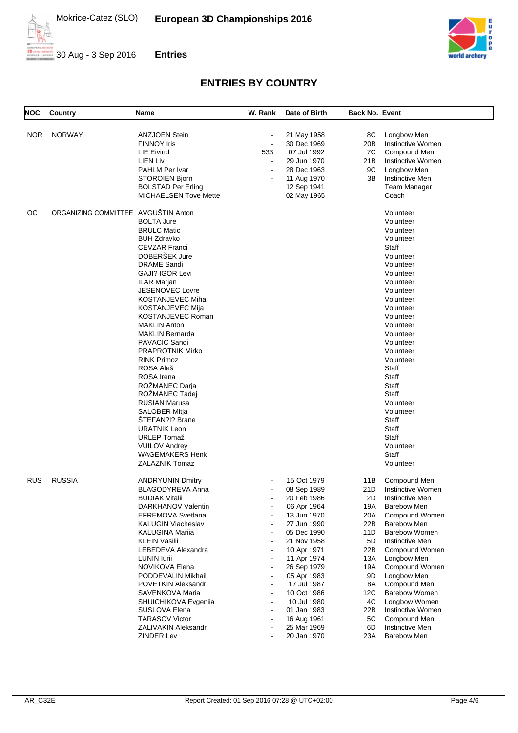## ENTRIES BY COUNTRY

| NOC | Country | Name | W. Rank | Date of Birth | Back No. | Event |
|---|---|---|---|---|---|---|
| NOR | NORWAY | ANZJOEN Stein | - | 21 May 1958 | 8C | Longbow Men |
| | | FINNOY Iris | - | 30 Dec 1969 | 20B | Instinctive Women |
| | | LIE Eivind | 533 | 07 Jul 1992 | 7C | Compound Men |
| | | LIEN Liv | - | 29 Jun 1970 | 21B | Instinctive Women |
| | | PAHLM Per Ivar | - | 28 Dec 1963 | 9C | Longbow Men |
| | | STOROIEN Bjorn | - | 11 Aug 1970 | 3B | Instinctive Men |
| | | BOLSTAD Per Erling | | 12 Sep 1941 | | Team Manager |
| | | MICHAELSEN Tove Mette | | 02 May 1965 | | Coach |
| OC | ORGANIZING COMMITTEE | AVGUŠTIN Anton | | | | Volunteer |
| | | BOLTA Jure | | | | Volunteer |
| | | BRULC Matic | | | | Volunteer |
| | | BUH Zdravko | | | | Volunteer |
| | | CEVZAR Franci | | | | Staff |
| | | DOBERŠEK Jure | | | | Volunteer |
| | | DRAME Sandi | | | | Volunteer |
| | | GAJI? IGOR Levi | | | | Volunteer |
| | | ILAR Marjan | | | | Volunteer |
| | | JESENOVEC Lovre | | | | Volunteer |
| | | KOSTANJEVEC Miha | | | | Volunteer |
| | | KOSTANJEVEC Mija | | | | Volunteer |
| | | KOSTANJEVEC Roman | | | | Volunteer |
| | | MAKLIN Anton | | | | Volunteer |
| | | MAKLIN Bernarda | | | | Volunteer |
| | | PAVACIC Sandi | | | | Volunteer |
| | | PRAPROTNIK Mirko | | | | Volunteer |
| | | RINK Primoz | | | | Volunteer |
| | | ROSA Aleš | | | | Staff |
| | | ROSA Irena | | | | Staff |
| | | ROŽMANEC Darja | | | | Staff |
| | | ROŽMANEC Tadej | | | | Staff |
| | | RUSIAN Marusa | | | | Volunteer |
| | | SALOBER Mitja | | | | Volunteer |
| | | ŠTEFAN?I? Brane | | | | Staff |
| | | URATNIK Leon | | | | Staff |
| | | URLEP Tomaž | | | | Staff |
| | | VUILOV Andrey | | | | Volunteer |
| | | WAGEMAKERS Henk | | | | Staff |
| | | ZALAZNIK Tomaz | | | | Volunteer |
| RUS | RUSSIA | ANDRYUNIN Dmitry | - | 15 Oct 1979 | 11B | Compound Men |
| | | BLAGODYREVA Anna | - | 08 Sep 1989 | 21D | Instinctive Women |
| | | BUDIAK Vitalii | - | 20 Feb 1986 | 2D | Instinctive Men |
| | | DARKHANOV Valentin | - | 06 Apr 1964 | 19A | Barebow Men |
| | | EFREMOVA Svetlana | - | 13 Jun 1970 | 20A | Compound Women |
| | | KALUGIN Viacheslav | - | 27 Jun 1990 | 22B | Barebow Men |
| | | KALUGINA Mariia | - | 05 Dec 1990 | 11D | Barebow Women |
| | | KLEIN Vasilii | - | 21 Nov 1958 | 5D | Instinctive Men |
| | | LEBEDEVA Alexandra | - | 10 Apr 1971 | 22B | Compound Women |
| | | LUNIN Iurii | - | 11 Apr 1974 | 13A | Longbow Men |
| | | NOVIKOVA Elena | - | 26 Sep 1979 | 19A | Compound Women |
| | | PODDEVALIN Mikhail | - | 05 Apr 1983 | 9D | Longbow Men |
| | | POVETKIN Aleksandr | - | 17 Jul 1987 | 8A | Compound Men |
| | | SAVENKOVA Maria | - | 10 Oct 1986 | 12C | Barebow Women |
| | | SHUICHIKOVA Evgeniia | - | 10 Jul 1980 | 4C | Longbow Women |
| | | SUSLOVA Elena | - | 01 Jan 1983 | 22B | Instinctive Women |
| | | TARASOV Victor | - | 16 Aug 1961 | 5C | Compound Men |
| | | ZALIVAKIN Aleksandr | - | 25 Mar 1969 | 6D | Instinctive Men |
| | | ZINDER Lev | - | 20 Jan 1970 | 23A | Barebow Men |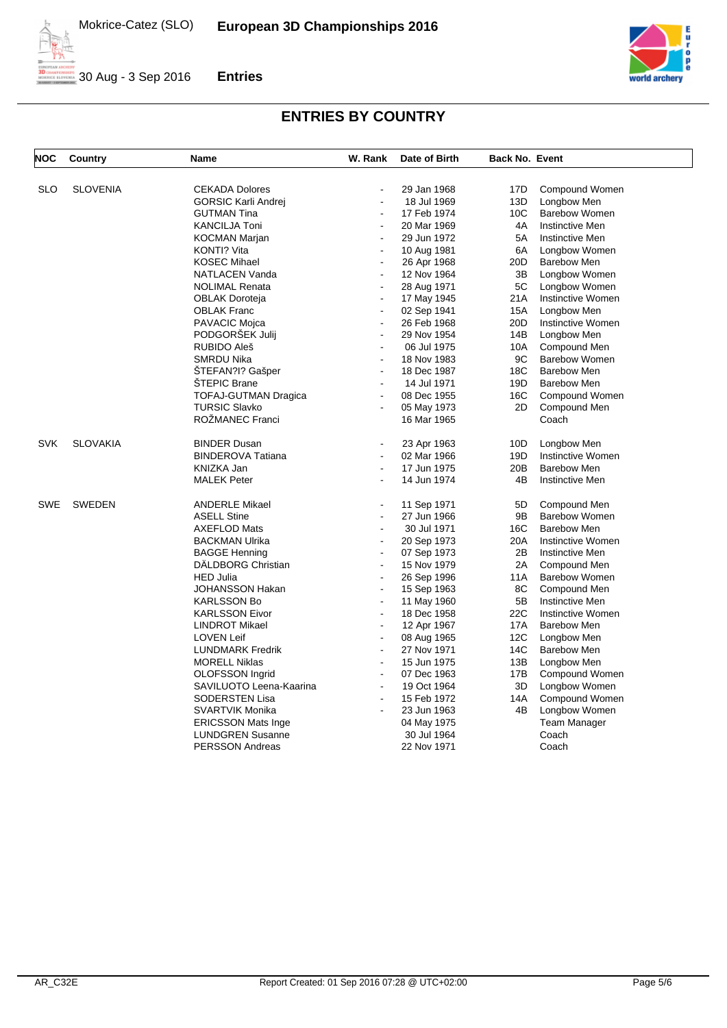## ENTRIES BY COUNTRY

| NOC | Country | Name | W. Rank | Date of Birth | Back No. | Event |
|---|---|---|---|---|---|---|
| SLO | SLOVENIA | CEKADA Dolores | - | 29 Jan 1968 | 17D | Compound Women |
| | | GORSIC Karli Andrej | - | 18 Jul 1969 | 13D | Longbow Men |
| | | GUTMAN Tina | - | 17 Feb 1974 | 10C | Barebow Women |
| | | KANCILJA Toni | - | 20 Mar 1969 | 4A | Instinctive Men |
| | | KOCMAN Marjan | - | 29 Jun 1972 | 5A | Instinctive Men |
| | | KONTI? Vita | - | 10 Aug 1981 | 6A | Longbow Women |
| | | KOSEC Mihael | - | 26 Apr 1968 | 20D | Barebow Men |
| | | NATLACEN Vanda | - | 12 Nov 1964 | 3B | Longbow Women |
| | | NOLIMAL Renata | - | 28 Aug 1971 | 5C | Longbow Women |
| | | OBLAK Doroteja | - | 17 May 1945 | 21A | Instinctive Women |
| | | OBLAK Franc | - | 02 Sep 1941 | 15A | Longbow Men |
| | | PAVACIC Mojca | - | 26 Feb 1968 | 20D | Instinctive Women |
| | | PODGORŠEK Julij | - | 29 Nov 1954 | 14B | Longbow Men |
| | | RUBIDO Aleš | - | 06 Jul 1975 | 10A | Compound Men |
| | | SMRDU Nika | - | 18 Nov 1983 | 9C | Barebow Women |
| | | ŠTEFAN?I? Gašper | - | 18 Dec 1987 | 18C | Barebow Men |
| | | ŠTEPIC Brane | - | 14 Jul 1971 | 19D | Barebow Men |
| | | TOFAJ-GUTMAN Dragica | - | 08 Dec 1955 | 16C | Compound Women |
| | | TURSIC Slavko | - | 05 May 1973 | 2D | Compound Men |
| | | ROŽMANEC Franci | | 16 Mar 1965 | | Coach |
| SVK | SLOVAKIA | BINDER Dusan | - | 23 Apr 1963 | 10D | Longbow Men |
| | | BINDEROVA Tatiana | - | 02 Mar 1966 | 19D | Instinctive Women |
| | | KNIZKA Jan | - | 17 Jun 1975 | 20B | Barebow Men |
| | | MALEK Peter | - | 14 Jun 1974 | 4B | Instinctive Men |
| SWE | SWEDEN | ANDERLE Mikael | - | 11 Sep 1971 | 5D | Compound Men |
| | | ASELL Stine | - | 27 Jun 1966 | 9B | Barebow Women |
| | | AXEFLOD Mats | - | 30 Jul 1971 | 16C | Barebow Men |
| | | BACKMAN Ulrika | - | 20 Sep 1973 | 20A | Instinctive Women |
| | | BAGGE Henning | - | 07 Sep 1973 | 2B | Instinctive Men |
| | | DÄLDBORG Christian | - | 15 Nov 1979 | 2A | Compound Men |
| | | HED Julia | - | 26 Sep 1996 | 11A | Barebow Women |
| | | JOHANSSON Hakan | - | 15 Sep 1963 | 8C | Compound Men |
| | | KARLSSON Bo | - | 11 May 1960 | 5B | Instinctive Men |
| | | KARLSSON Eivor | - | 18 Dec 1958 | 22C | Instinctive Women |
| | | LINDROT Mikael | - | 12 Apr 1967 | 17A | Barebow Men |
| | | LOVEN Leif | - | 08 Aug 1965 | 12C | Longbow Men |
| | | LUNDMARK Fredrik | - | 27 Nov 1971 | 14C | Barebow Men |
| | | MORELL Niklas | - | 15 Jun 1975 | 13B | Longbow Men |
| | | OLOFSSON Ingrid | - | 07 Dec 1963 | 17B | Compound Women |
| | | SAVILUOTO Leena-Kaarina | - | 19 Oct 1964 | 3D | Longbow Women |
| | | SODERSTEN Lisa | - | 15 Feb 1972 | 14A | Compound Women |
| | | SVARTVIK Monika | - | 23 Jun 1963 | 4B | Longbow Women |
| | | ERICSSON Mats Inge | | 04 May 1975 | | Team Manager |
| | | LUNDGREN Susanne | | 30 Jul 1964 | | Coach |
| | | PERSSON Andreas | | 22 Nov 1971 | | Coach |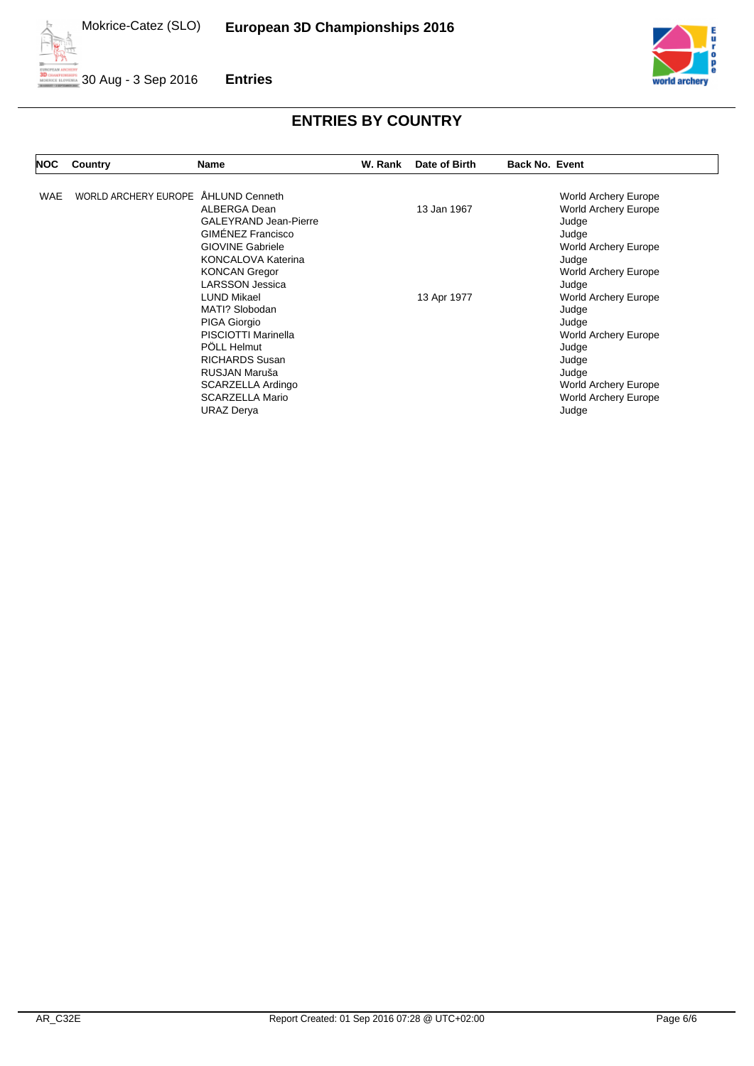## ENTRIES BY COUNTRY

| NOC | Country | Name | W. Rank | Date of Birth | Back No. | Event |
|---|---|---|---|---|---|---|
| WAE | WORLD ARCHERY EUROPE | ÅHLUND Cenneth | | | | World Archery Europe |
| | | ALBERGA Dean | | 13 Jan 1967 | | World Archery Europe |
| | | GALEYRAND Jean-Pierre | | | | Judge |
| | | GIMÉNEZ Francisco | | | | Judge |
| | | GIOVINE Gabriele | | | | World Archery Europe |
| | | KONCALOVA Katerina | | | | Judge |
| | | KONCAN Gregor | | | | World Archery Europe |
| | | LARSSON Jessica | | | | Judge |
| | | LUND Mikael | | 13 Apr 1977 | | World Archery Europe |
| | | MATI? Slobodan | | | | Judge |
| | | PIGA Giorgio | | | | Judge |
| | | PISCIOTTI Marinella | | | | World Archery Europe |
| | | PÖLL Helmut | | | | Judge |
| | | RICHARDS Susan | | | | Judge |
| | | RUSJAN Maruša | | | | Judge |
| | | SCARZELLA Ardingo | | | | World Archery Europe |
| | | SCARZELLA Mario | | | | World Archery Europe |
| | | URAZ Derya | | | | Judge |